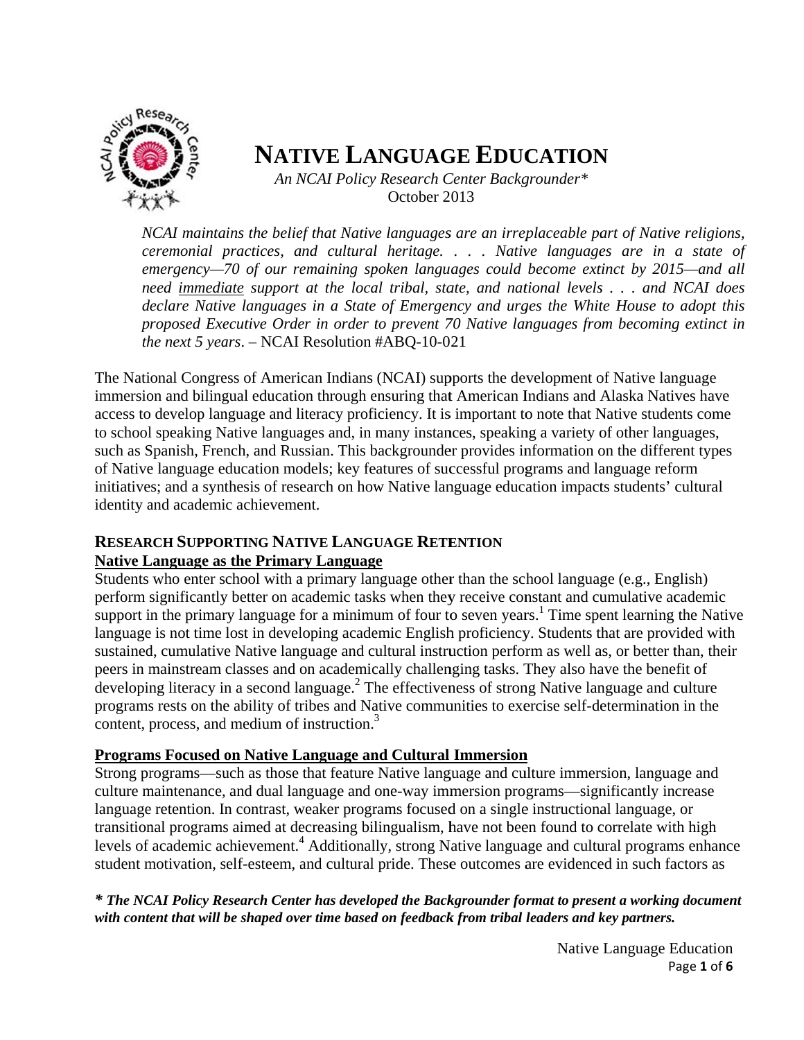# NATIVE LANGUAGE EDUCATION

*An NCAI Policy Research Center Backgrounder\**
October 2013

> *NCAI maintains the belief that Native languages are an irreplaceable part of Native religions, ceremonial practices, and cultural heritage. . . . Native languages are in a state of emergency—70 of our remaining spoken languages could become extinct by 2015—and all need* <u>*immediate*</u> *support at the local tribal, state, and national levels . . . and NCAI does declare Native languages in a State of Emergency and urges the White House to adopt this proposed Executive Order in order to prevent 70 Native languages from becoming extinct in the next 5 years*. – NCAI Resolution #ABQ-10-021

The National Congress of American Indians (NCAI) supports the development of Native language immersion and bilingual education through ensuring that American Indians and Alaska Natives have access to develop language and literacy proficiency. It is important to note that Native students come to school speaking Native languages and, in many instances, speaking a variety of other languages, such as Spanish, French, and Russian. This backgrounder provides information on the different types of Native language education models; key features of successful programs and language reform initiatives; and a synthesis of research on how Native language education impacts students' cultural identity and academic achievement.

## RESEARCH SUPPORTING NATIVE LANGUAGE RETENTION

### Native Language as the Primary Language

Students who enter school with a primary language other than the school language (e.g., English) perform significantly better on academic tasks when they receive constant and cumulative academic support in the primary language for a minimum of four to seven years.[1] Time spent learning the Native language is not time lost in developing academic English proficiency. Students that are provided with sustained, cumulative Native language and cultural instruction perform as well as, or better than, their peers in mainstream classes and on academically challenging tasks. They also have the benefit of developing literacy in a second language.[2] The effectiveness of strong Native language and culture programs rests on the ability of tribes and Native communities to exercise self-determination in the content, process, and medium of instruction.[3]

### Programs Focused on Native Language and Cultural Immersion

Strong programs—such as those that feature Native language and culture immersion, language and culture maintenance, and dual language and one-way immersion programs—significantly increase language retention. In contrast, weaker programs focused on a single instructional language, or transitional programs aimed at decreasing bilingualism, have not been found to correlate with high levels of academic achievement.[4] Additionally, strong Native language and cultural programs enhance student motivation, self-esteem, and cultural pride. These outcomes are evidenced in such factors as

***\* The NCAI Policy Research Center has developed the Backgrounder format to present a working document with content that will be shaped over time based on feedback from tribal leaders and key partners.***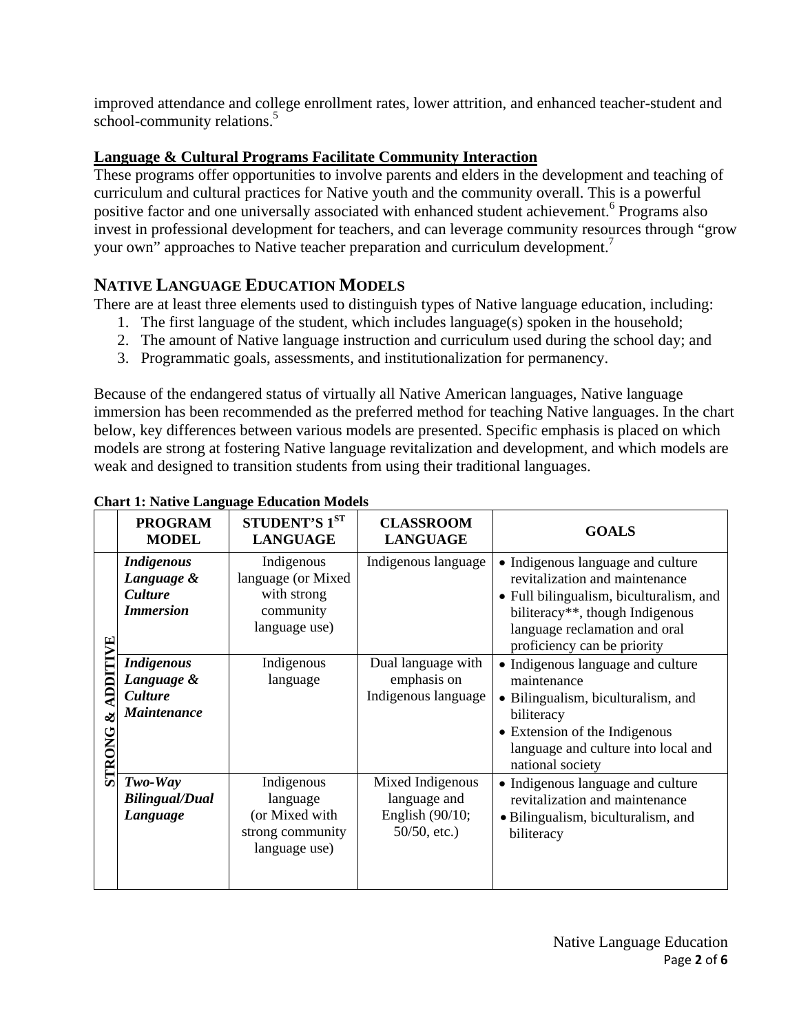improved attendance and college enrollment rates, lower attrition, and enhanced teacher-student and school-community relations.[5]

**Language & Cultural Programs Facilitate Community Interaction**

These programs offer opportunities to involve parents and elders in the development and teaching of curriculum and cultural practices for Native youth and the community overall. This is a powerful positive factor and one universally associated with enhanced student achievement.[6] Programs also invest in professional development for teachers, and can leverage community resources through "grow your own" approaches to Native teacher preparation and curriculum development.[7]

## NATIVE LANGUAGE EDUCATION MODELS

There are at least three elements used to distinguish types of Native language education, including:

1. The first language of the student, which includes language(s) spoken in the household;
2. The amount of Native language instruction and curriculum used during the school day; and
3. Programmatic goals, assessments, and institutionalization for permanency.

Because of the endangered status of virtually all Native American languages, Native language immersion has been recommended as the preferred method for teaching Native languages. In the chart below, key differences between various models are presented. Specific emphasis is placed on which models are strong at fostering Native language revitalization and development, and which models are weak and designed to transition students from using their traditional languages.

**Chart 1: Native Language Education Models**

| | PROGRAM MODEL | STUDENT'S 1ST LANGUAGE | CLASSROOM LANGUAGE | GOALS |
|---|---|---|---|---|
| STRONG & ADDITIVE | ***Indigenous Language & Culture Immersion*** | Indigenous language (or Mixed with strong community language use) | Indigenous language | • Indigenous language and culture revitalization and maintenance<br>• Full bilingualism, biculturalism, and biliteracy**, though Indigenous language reclamation and oral proficiency can be priority |
| | ***Indigenous Language & Culture Maintenance*** | Indigenous language | Dual language with emphasis on Indigenous language | • Indigenous language and culture maintenance<br>• Bilingualism, biculturalism, and biliteracy<br>• Extension of the Indigenous language and culture into local and national society |
| | ***Two-Way Bilingual/Dual Language*** | Indigenous language (or Mixed with strong community language use) | Mixed Indigenous language and English (90/10; 50/50, etc.) | • Indigenous language and culture revitalization and maintenance<br>• Bilingualism, biculturalism, and biliteracy |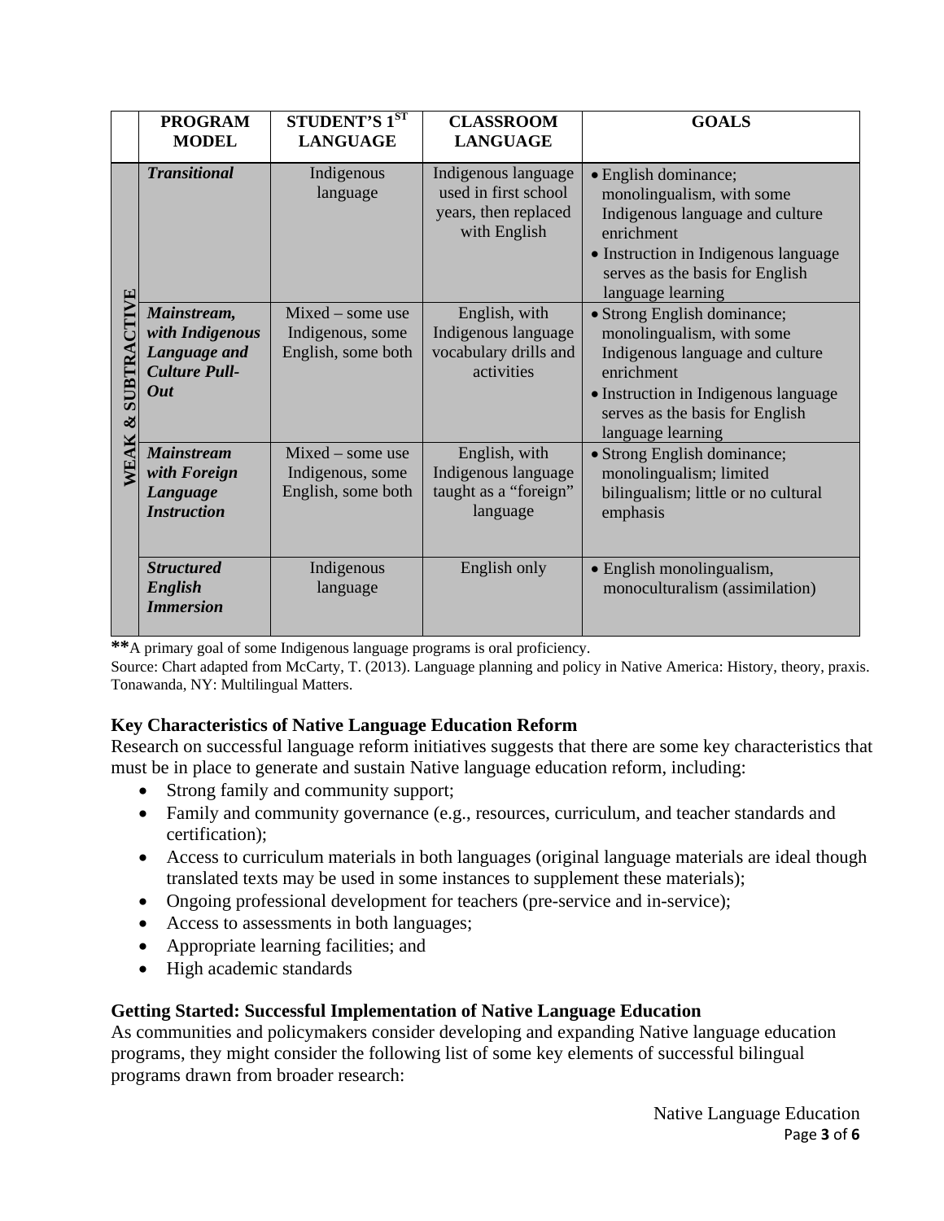| | PROGRAM MODEL | STUDENT'S 1ST LANGUAGE | CLASSROOM LANGUAGE | GOALS |
|---|---|---|---|---|
| WEAK & SUBTRACTIVE | ***Transitional*** | Indigenous language | Indigenous language used in first school years, then replaced with English | • English dominance; monolingualism, with some Indigenous language and culture enrichment<br>• Instruction in Indigenous language serves as the basis for English language learning |
| | ***Mainstream, with Indigenous Language and Culture Pull-Out*** | Mixed – some use Indigenous, some English, some both | English, with Indigenous language vocabulary drills and activities | • Strong English dominance; monolingualism, with some Indigenous language and culture enrichment<br>• Instruction in Indigenous language serves as the basis for English language learning |
| | ***Mainstream with Foreign Language Instruction*** | Mixed – some use Indigenous, some English, some both | English, with Indigenous language taught as a "foreign" language | • Strong English dominance; monolingualism; limited bilingualism; little or no cultural emphasis |
| | ***Structured English Immersion*** | Indigenous language | English only | • English monolingualism, monoculturalism (assimilation) |

**\*\***A primary goal of some Indigenous language programs is oral proficiency.

Source: Chart adapted from McCarty, T. (2013). Language planning and policy in Native America: History, theory, praxis. Tonawanda, NY: Multilingual Matters.

### Key Characteristics of Native Language Education Reform

Research on successful language reform initiatives suggests that there are some key characteristics that must be in place to generate and sustain Native language education reform, including:

- Strong family and community support;
- Family and community governance (e.g., resources, curriculum, and teacher standards and certification);
- Access to curriculum materials in both languages (original language materials are ideal though translated texts may be used in some instances to supplement these materials);
- Ongoing professional development for teachers (pre-service and in-service);
- Access to assessments in both languages;
- Appropriate learning facilities; and
- High academic standards

### Getting Started: Successful Implementation of Native Language Education

As communities and policymakers consider developing and expanding Native language education programs, they might consider the following list of some key elements of successful bilingual programs drawn from broader research: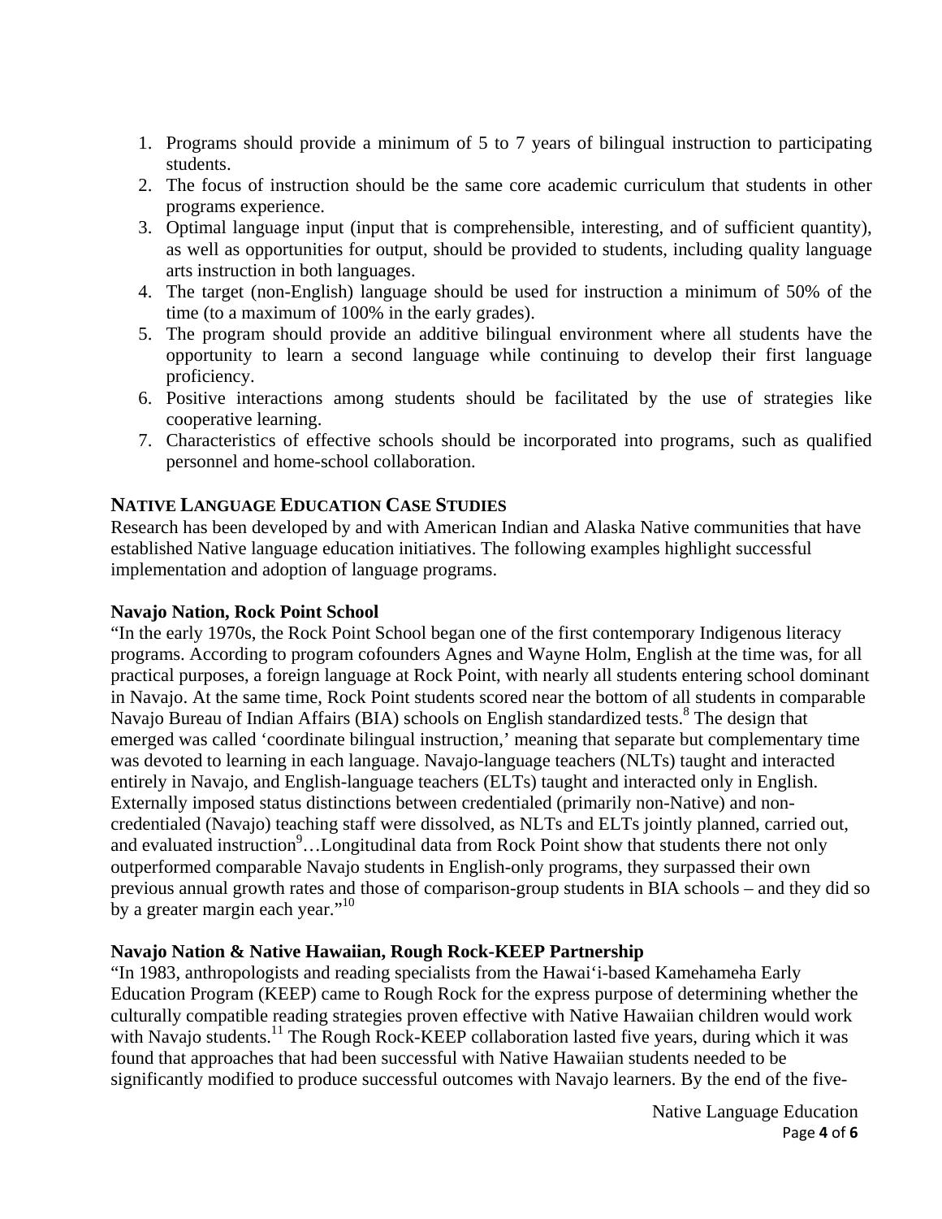1. Programs should provide a minimum of 5 to 7 years of bilingual instruction to participating students.
2. The focus of instruction should be the same core academic curriculum that students in other programs experience.
3. Optimal language input (input that is comprehensible, interesting, and of sufficient quantity), as well as opportunities for output, should be provided to students, including quality language arts instruction in both languages.
4. The target (non-English) language should be used for instruction a minimum of 50% of the time (to a maximum of 100% in the early grades).
5. The program should provide an additive bilingual environment where all students have the opportunity to learn a second language while continuing to develop their first language proficiency.
6. Positive interactions among students should be facilitated by the use of strategies like cooperative learning.
7. Characteristics of effective schools should be incorporated into programs, such as qualified personnel and home-school collaboration.

## NATIVE LANGUAGE EDUCATION CASE STUDIES

Research has been developed by and with American Indian and Alaska Native communities that have established Native language education initiatives. The following examples highlight successful implementation and adoption of language programs.

### Navajo Nation, Rock Point School

"In the early 1970s, the Rock Point School began one of the first contemporary Indigenous literacy programs. According to program cofounders Agnes and Wayne Holm, English at the time was, for all practical purposes, a foreign language at Rock Point, with nearly all students entering school dominant in Navajo. At the same time, Rock Point students scored near the bottom of all students in comparable Navajo Bureau of Indian Affairs (BIA) schools on English standardized tests.[8] The design that emerged was called 'coordinate bilingual instruction,' meaning that separate but complementary time was devoted to learning in each language. Navajo-language teachers (NLTs) taught and interacted entirely in Navajo, and English-language teachers (ELTs) taught and interacted only in English. Externally imposed status distinctions between credentialed (primarily non-Native) and non-credentialed (Navajo) teaching staff were dissolved, as NLTs and ELTs jointly planned, carried out, and evaluated instruction[9]…Longitudinal data from Rock Point show that students there not only outperformed comparable Navajo students in English-only programs, they surpassed their own previous annual growth rates and those of comparison-group students in BIA schools – and they did so by a greater margin each year."[10]

### Navajo Nation & Native Hawaiian, Rough Rock-KEEP Partnership

"In 1983, anthropologists and reading specialists from the Hawai'i-based Kamehameha Early Education Program (KEEP) came to Rough Rock for the express purpose of determining whether the culturally compatible reading strategies proven effective with Native Hawaiian children would work with Navajo students.[11] The Rough Rock-KEEP collaboration lasted five years, during which it was found that approaches that had been successful with Native Hawaiian students needed to be significantly modified to produce successful outcomes with Navajo learners. By the end of the five-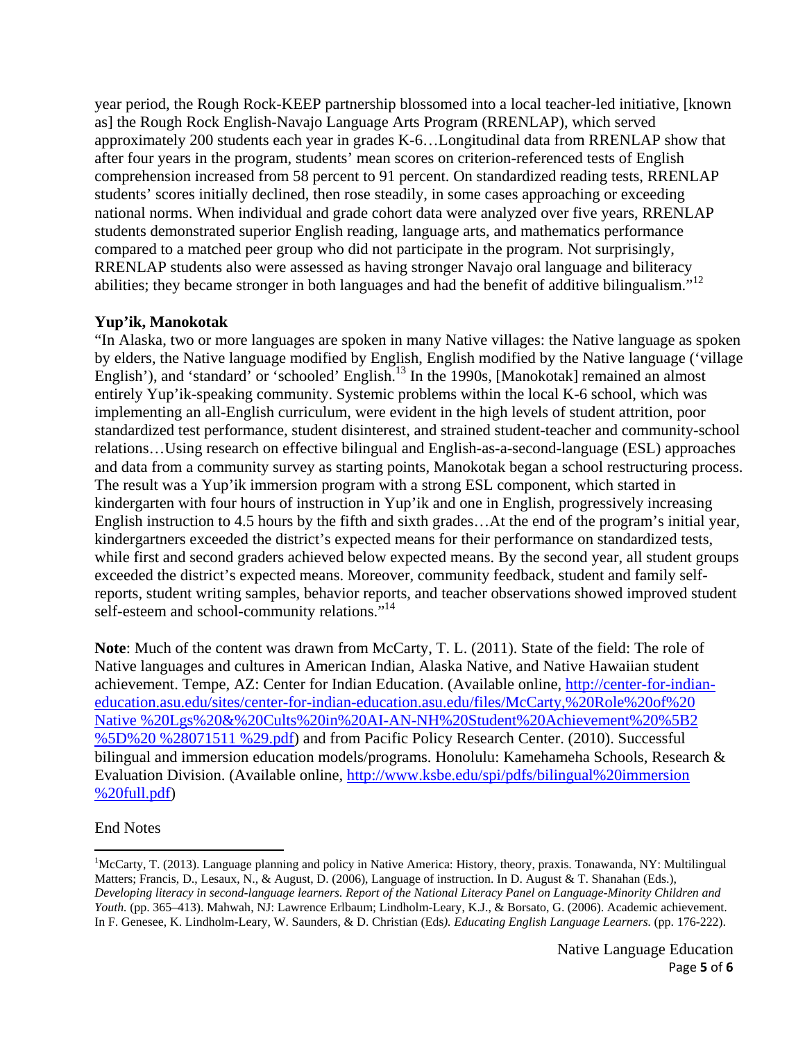year period, the Rough Rock-KEEP partnership blossomed into a local teacher-led initiative, [known as] the Rough Rock English-Navajo Language Arts Program (RRENLAP), which served approximately 200 students each year in grades K-6…Longitudinal data from RRENLAP show that after four years in the program, students' mean scores on criterion-referenced tests of English comprehension increased from 58 percent to 91 percent. On standardized reading tests, RRENLAP students' scores initially declined, then rose steadily, in some cases approaching or exceeding national norms. When individual and grade cohort data were analyzed over five years, RRENLAP students demonstrated superior English reading, language arts, and mathematics performance compared to a matched peer group who did not participate in the program. Not surprisingly, RRENLAP students also were assessed as having stronger Navajo oral language and biliteracy abilities; they became stronger in both languages and had the benefit of additive bilingualism."[12]

**Yup'ik, Manokotak**

"In Alaska, two or more languages are spoken in many Native villages: the Native language as spoken by elders, the Native language modified by English, English modified by the Native language ('village English'), and 'standard' or 'schooled' English.[13] In the 1990s, [Manokotak] remained an almost entirely Yup'ik-speaking community. Systemic problems within the local K-6 school, which was implementing an all-English curriculum, were evident in the high levels of student attrition, poor standardized test performance, student disinterest, and strained student-teacher and community-school relations…Using research on effective bilingual and English-as-a-second-language (ESL) approaches and data from a community survey as starting points, Manokotak began a school restructuring process. The result was a Yup'ik immersion program with a strong ESL component, which started in kindergarten with four hours of instruction in Yup'ik and one in English, progressively increasing English instruction to 4.5 hours by the fifth and sixth grades…At the end of the program's initial year, kindergartners exceeded the district's expected means for their performance on standardized tests, while first and second graders achieved below expected means. By the second year, all student groups exceeded the district's expected means. Moreover, community feedback, student and family self-reports, student writing samples, behavior reports, and teacher observations showed improved student self-esteem and school-community relations."[14]

**Note**: Much of the content was drawn from McCarty, T. L. (2011). State of the field: The role of Native languages and cultures in American Indian, Alaska Native, and Native Hawaiian student achievement. Tempe, AZ: Center for Indian Education. (Available online, http://center-for-indian-education.asu.edu/sites/center-for-indian-education.asu.edu/files/McCarty,%20Role%20of%20Native %20Lgs%20&%20Cults%20in%20AI-AN-NH%20Student%20Achievement%20%5B2 %5D%20 %28071511 %29.pdf) and from Pacific Policy Research Center. (2010). Successful bilingual and immersion education models/programs. Honolulu: Kamehameha Schools, Research & Evaluation Division. (Available online, http://www.ksbe.edu/spi/pdfs/bilingual%20immersion %20full.pdf)

End Notes

[1]McCarty, T. (2013). Language planning and policy in Native America: History, theory, praxis. Tonawanda, NY: Multilingual Matters; Francis, D., Lesaux, N., & August, D. (2006), Language of instruction. In D. August & T. Shanahan (Eds.), *Developing literacy in second-language learners. Report of the National Literacy Panel on Language-Minority Children and Youth.* (pp. 365–413). Mahwah, NJ: Lawrence Erlbaum; Lindholm-Leary, K.J., & Borsato, G. (2006). Academic achievement. In F. Genesee, K. Lindholm-Leary, W. Saunders, & D. Christian (Eds*). Educating English Language Learners.* (pp. 176-222).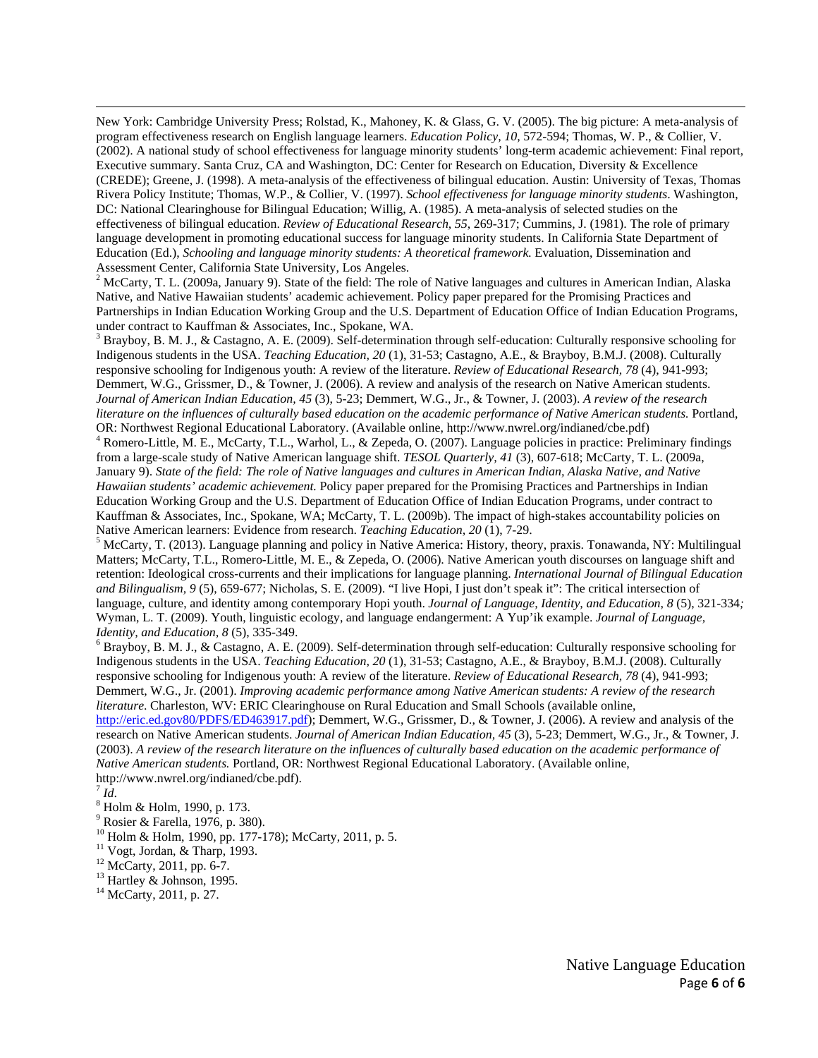New York: Cambridge University Press; Rolstad, K., Mahoney, K. & Glass, G. V. (2005). The big picture: A meta-analysis of program effectiveness research on English language learners. *Education Policy, 10,* 572-594; Thomas, W. P., & Collier, V. (2002). A national study of school effectiveness for language minority students' long-term academic achievement: Final report, Executive summary. Santa Cruz, CA and Washington, DC: Center for Research on Education, Diversity & Excellence (CREDE); Greene, J. (1998). A meta-analysis of the effectiveness of bilingual education. Austin: University of Texas, Thomas Rivera Policy Institute; Thomas, W.P., & Collier, V. (1997). *School effectiveness for language minority students*. Washington, DC: National Clearinghouse for Bilingual Education; Willig, A. (1985). A meta-analysis of selected studies on the effectiveness of bilingual education. *Review of Educational Research, 55,* 269-317; Cummins, J. (1981). The role of primary language development in promoting educational success for language minority students. In California State Department of Education (Ed.), *Schooling and language minority students: A theoretical framework.* Evaluation, Dissemination and Assessment Center, California State University, Los Angeles.

[2] McCarty, T. L. (2009a, January 9). State of the field: The role of Native languages and cultures in American Indian, Alaska Native, and Native Hawaiian students' academic achievement. Policy paper prepared for the Promising Practices and Partnerships in Indian Education Working Group and the U.S. Department of Education Office of Indian Education Programs, under contract to Kauffman & Associates, Inc., Spokane, WA.

[3] Brayboy, B. M. J., & Castagno, A. E. (2009). Self-determination through self-education: Culturally responsive schooling for Indigenous students in the USA. *Teaching Education, 20* (1), 31-53; Castagno, A.E., & Brayboy, B.M.J. (2008). Culturally responsive schooling for Indigenous youth: A review of the literature. *Review of Educational Research, 78* (4), 941-993; Demmert, W.G., Grissmer, D., & Towner, J. (2006). A review and analysis of the research on Native American students. *Journal of American Indian Education, 45* (3), 5-23; Demmert, W.G., Jr., & Towner, J. (2003). *A review of the research literature on the influences of culturally based education on the academic performance of Native American students.* Portland, OR: Northwest Regional Educational Laboratory. (Available online, http://www.nwrel.org/indianed/cbe.pdf)

[4] Romero-Little, M. E., McCarty, T.L., Warhol, L., & Zepeda, O. (2007). Language policies in practice: Preliminary findings from a large-scale study of Native American language shift. *TESOL Quarterly, 41* (3), 607-618; McCarty, T. L. (2009a, January 9). *State of the field: The role of Native languages and cultures in American Indian, Alaska Native, and Native Hawaiian students' academic achievement.* Policy paper prepared for the Promising Practices and Partnerships in Indian Education Working Group and the U.S. Department of Education Office of Indian Education Programs, under contract to Kauffman & Associates, Inc., Spokane, WA; McCarty, T. L. (2009b). The impact of high-stakes accountability policies on Native American learners: Evidence from research. *Teaching Education, 20* (1), 7-29.

[5] McCarty, T. (2013). Language planning and policy in Native America: History, theory, praxis. Tonawanda, NY: Multilingual Matters; McCarty, T.L., Romero-Little, M. E., & Zepeda, O. (2006). Native American youth discourses on language shift and retention: Ideological cross-currents and their implications for language planning. *International Journal of Bilingual Education and Bilingualism, 9* (5), 659-677; Nicholas, S. E. (2009). "I live Hopi, I just don't speak it": The critical intersection of language, culture, and identity among contemporary Hopi youth. *Journal of Language, Identity, and Education, 8* (5), 321-334*;* Wyman, L. T. (2009). Youth, linguistic ecology, and language endangerment: A Yup'ik example. *Journal of Language, Identity, and Education, 8* (5), 335-349.

[6] Brayboy, B. M. J., & Castagno, A. E. (2009). Self-determination through self-education: Culturally responsive schooling for Indigenous students in the USA. *Teaching Education, 20* (1), 31-53; Castagno, A.E., & Brayboy, B.M.J. (2008). Culturally responsive schooling for Indigenous youth: A review of the literature. *Review of Educational Research, 78* (4), 941-993; Demmert, W.G., Jr. (2001). *Improving academic performance among Native American students: A review of the research literature*. Charleston, WV: ERIC Clearinghouse on Rural Education and Small Schools (available online, http://eric.ed.gov80/PDFS/ED463917.pdf); Demmert, W.G., Grissmer, D., & Towner, J. (2006). A review and analysis of the research on Native American students. *Journal of American Indian Education, 45* (3), 5-23; Demmert, W.G., Jr., & Towner, J. (2003). *A review of the research literature on the influences of culturally based education on the academic performance of Native American students.* Portland, OR: Northwest Regional Educational Laboratory. (Available online, http://www.nwrel.org/indianed/cbe.pdf).

[7] *Id*.

[8] Holm & Holm, 1990, p. 173.

[9] Rosier & Farella, 1976, p. 380).

[10] Holm & Holm, 1990, pp. 177-178); McCarty, 2011, p. 5.

[11] Vogt, Jordan, & Tharp, 1993.

[12] McCarty, 2011, pp. 6-7.

[13] Hartley & Johnson, 1995.

[14] McCarty, 2011, p. 27.